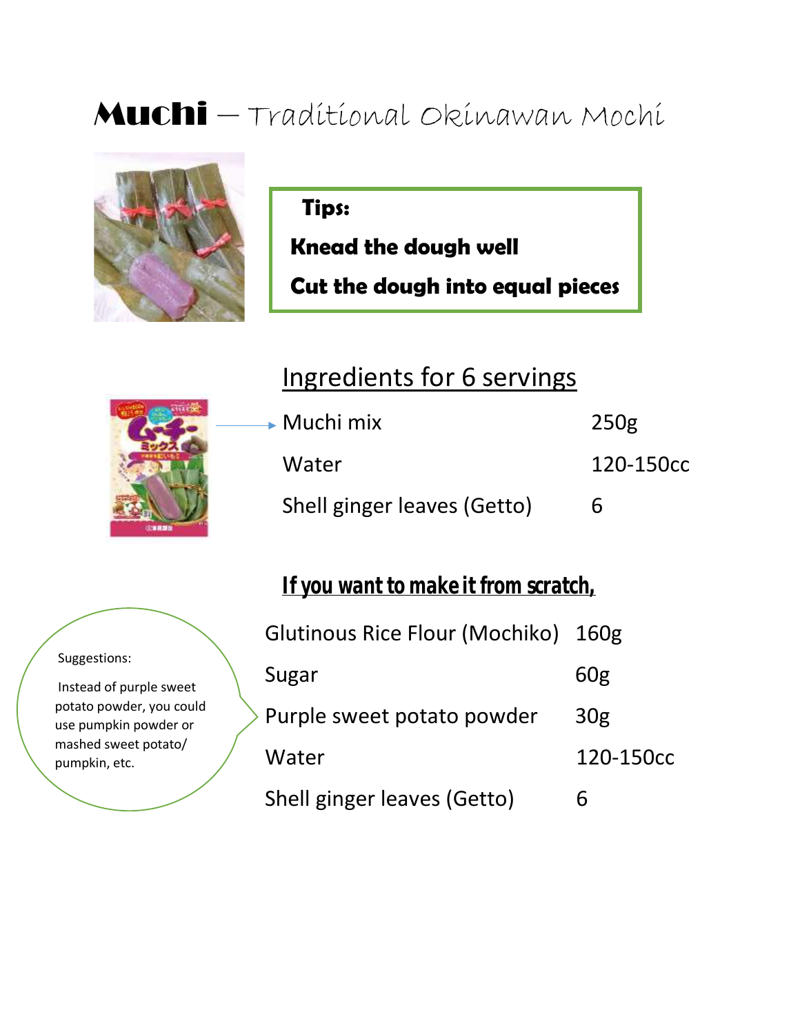# **Muchi** – Traditional Okinawan Mochi

**Tips:**

**Knead the dough well**

**Cut the dough into equal pieces**

## Ingredients for 6 servings

| Ingredient | Amount |
|---|---|
| Muchi mix | 250g |
| Water | 120-150cc |
| Shell ginger leaves (Getto) | 6 |

### ***If you want to make it from scratch,***

| Ingredient | Amount |
|---|---|
| Glutinous Rice Flour (Mochiko) | 160g |
| Sugar | 60g |
| Purple sweet potato powder | 30g |
| Water | 120-150cc |
| Shell ginger leaves (Getto) | 6 |

Suggestions:

Instead of purple sweet potato powder, you could use pumpkin powder or mashed sweet potato/ pumpkin, etc.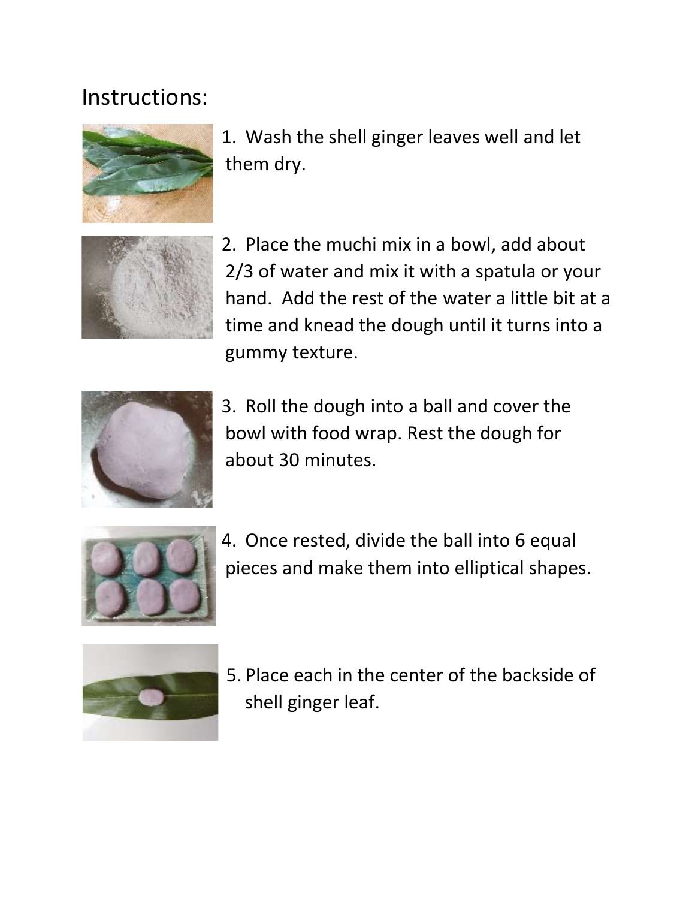Instructions:

1. Wash the shell ginger leaves well and let them dry.

2. Place the muchi mix in a bowl, add about 2/3 of water and mix it with a spatula or your hand. Add the rest of the water a little bit at a time and knead the dough until it turns into a gummy texture.

3. Roll the dough into a ball and cover the bowl with food wrap. Rest the dough for about 30 minutes.

4. Once rested, divide the ball into 6 equal pieces and make them into elliptical shapes.

5. Place each in the center of the backside of shell ginger leaf.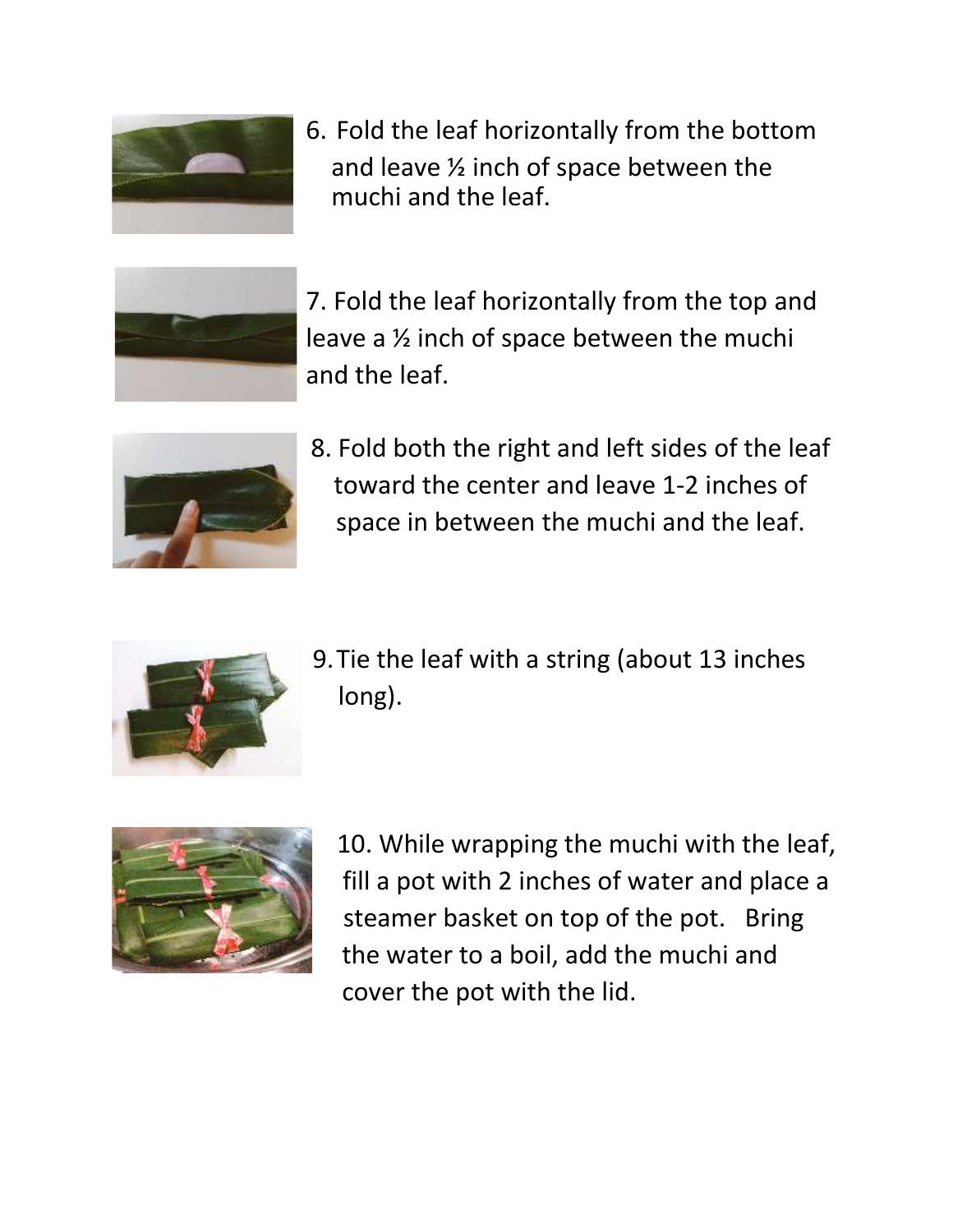6. Fold the leaf horizontally from the bottom and leave ½ inch of space between the muchi and the leaf.

7. Fold the leaf horizontally from the top and leave a ½ inch of space between the muchi and the leaf.

8. Fold both the right and left sides of the leaf toward the center and leave 1-2 inches of space in between the muchi and the leaf.

9. Tie the leaf with a string (about 13 inches long).

10. While wrapping the muchi with the leaf, fill a pot with 2 inches of water and place a steamer basket on top of the pot. Bring the water to a boil, add the muchi and cover the pot with the lid.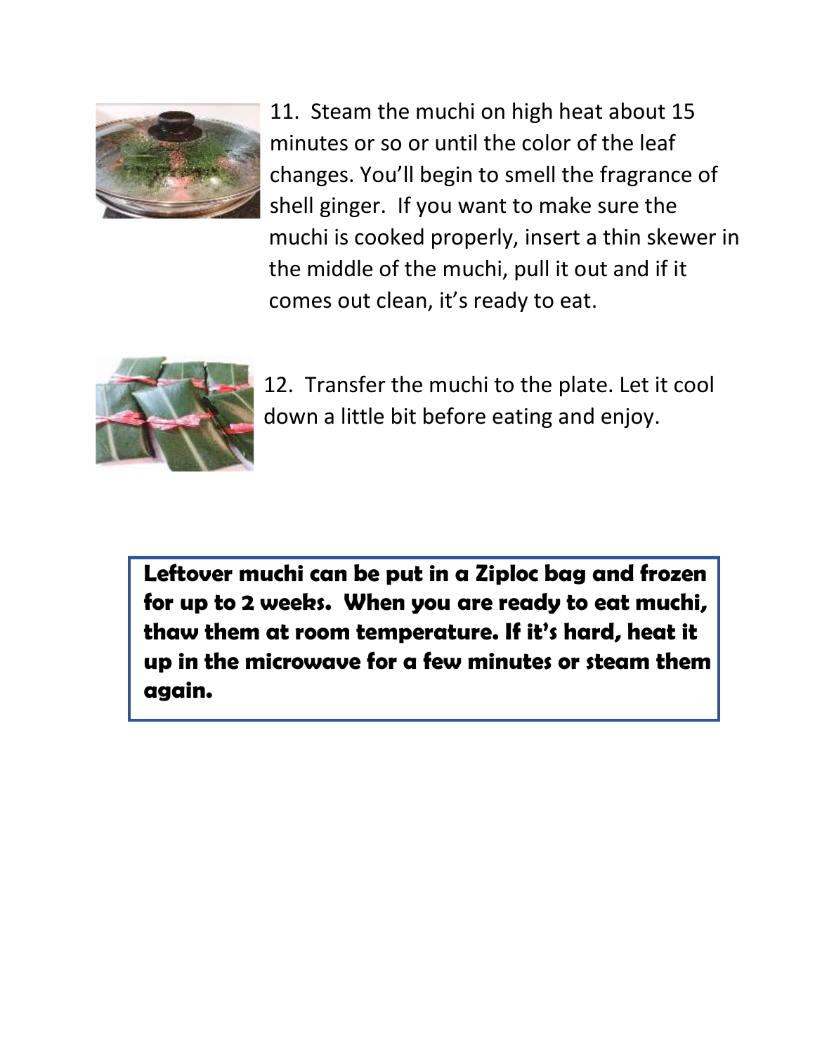11. Steam the muchi on high heat about 15 minutes or so or until the color of the leaf changes. You'll begin to smell the fragrance of shell ginger. If you want to make sure the muchi is cooked properly, insert a thin skewer in the middle of the muchi, pull it out and if it comes out clean, it's ready to eat.

12. Transfer the muchi to the plate. Let it cool down a little bit before eating and enjoy.

**Leftover muchi can be put in a Ziploc bag and frozen for up to 2 weeks. When you are ready to eat muchi, thaw them at room temperature. If it's hard, heat it up in the microwave for a few minutes or steam them again.**